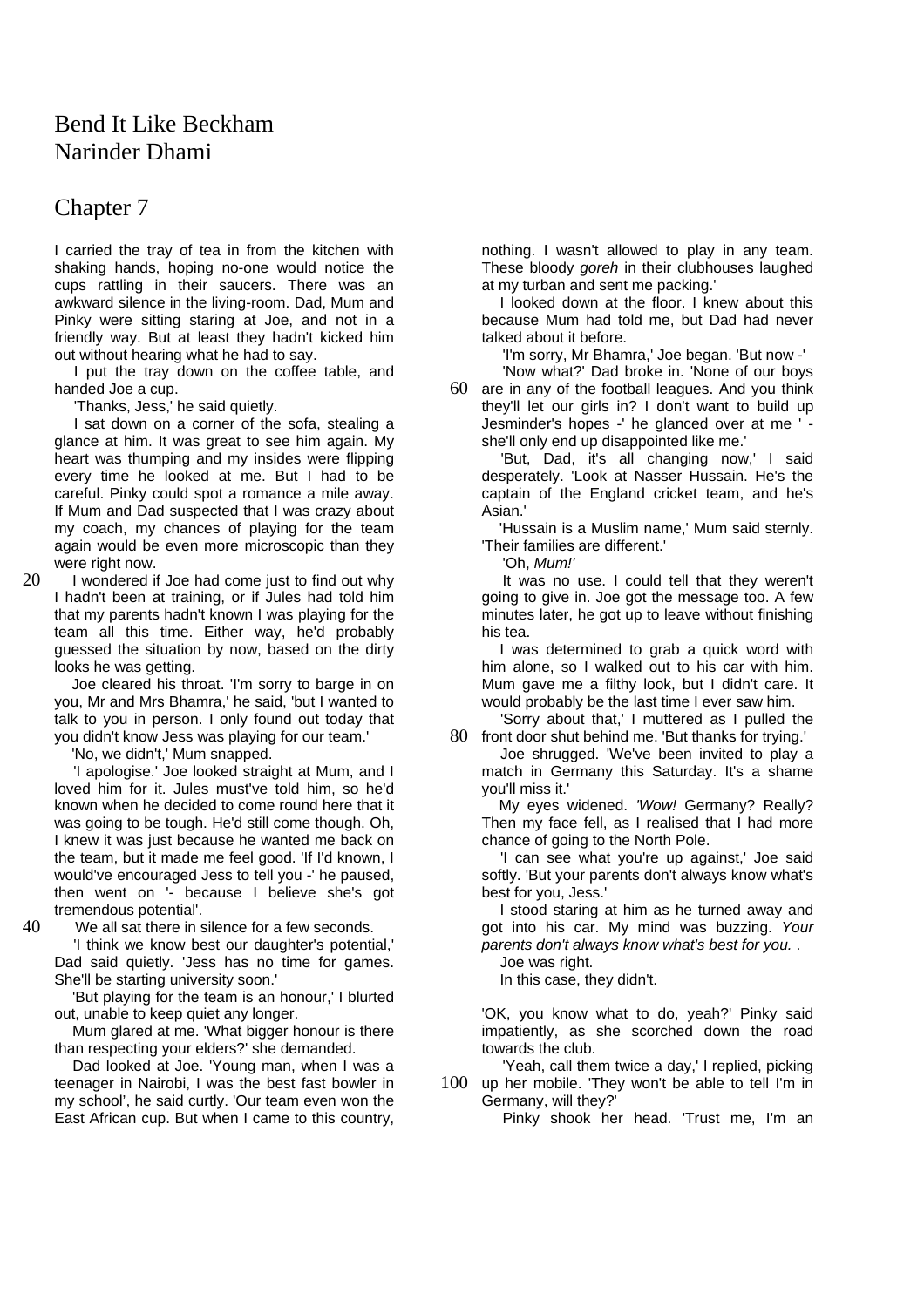# Bend It Like Beckham
Narinder Dhami

## Chapter 7

I carried the tray of tea in from the kitchen with shaking hands, hoping no-one would notice the cups rattling in their saucers. There was an awkward silence in the living-room. Dad, Mum and Pinky were sitting staring at Joe, and not in a friendly way. But at least they hadn't kicked him out without hearing what he had to say.

I put the tray down on the coffee table, and handed Joe a cup.

'Thanks, Jess,' he said quietly.

I sat down on a corner of the sofa, stealing a glance at him. It was great to see him again. My heart was thumping and my insides were flipping every time he looked at me. But I had to be careful. Pinky could spot a romance a mile away. If Mum and Dad suspected that I was crazy about my coach, my chances of playing for the team again would be even more microscopic than they were right now.

I wondered if Joe had come just to find out why I hadn't been at training, or if Jules had told him that my parents hadn't known I was playing for the team all this time. Either way, he'd probably guessed the situation by now, based on the dirty looks he was getting.

Joe cleared his throat. 'I'm sorry to barge in on you, Mr and Mrs Bhamra,' he said, 'but I wanted to talk to you in person. I only found out today that you didn't know Jess was playing for our team.'

'No, we didn't,' Mum snapped.

'I apologise.' Joe looked straight at Mum, and I loved him for it. Jules must've told him, so he'd known when he decided to come round here that it was going to be tough. He'd still come though. Oh, I knew it was just because he wanted me back on the team, but it made me feel good. 'If I'd known, I would've encouraged Jess to tell you -' he paused, then went on '- because I believe she's got tremendous potential'.

We all sat there in silence for a few seconds.

'I think we know best our daughter's potential,' Dad said quietly. 'Jess has no time for games. She'll be starting university soon.'

'But playing for the team is an honour,' I blurted out, unable to keep quiet any longer.

Mum glared at me. 'What bigger honour is there than respecting your elders?' she demanded.

Dad looked at Joe. 'Young man, when I was a teenager in Nairobi, I was the best fast bowler in my school', he said curtly. 'Our team even won the East African cup. But when I came to this country, nothing. I wasn't allowed to play in any team. These bloody *goreh* in their clubhouses laughed at my turban and sent me packing.'

I looked down at the floor. I knew about this because Mum had told me, but Dad had never talked about it before.

'I'm sorry, Mr Bhamra,' Joe began. 'But now -'

'Now what?' Dad broke in. 'None of our boys are in any of the football leagues. And you think they'll let our girls in? I don't want to build up Jesminder's hopes -' he glanced over at me ' - she'll only end up disappointed like me.'

'But, Dad, it's all changing now,' I said desperately. 'Look at Nasser Hussain. He's the captain of the England cricket team, and he's Asian.'

'Hussain is a Muslim name,' Mum said sternly. 'Their families are different.'

'Oh, *Mum!*'

It was no use. I could tell that they weren't going to give in. Joe got the message too. A few minutes later, he got up to leave without finishing his tea.

I was determined to grab a quick word with him alone, so I walked out to his car with him. Mum gave me a filthy look, but I didn't care. It would probably be the last time I ever saw him.

'Sorry about that,' I muttered as I pulled the front door shut behind me. 'But thanks for trying.'

Joe shrugged. 'We've been invited to play a match in Germany this Saturday. It's a shame you'll miss it.'

My eyes widened. *'Wow!* Germany? Really? Then my face fell, as I realised that I had more chance of going to the North Pole.

'I can see what you're up against,' Joe said softly. 'But your parents don't always know what's best for you, Jess.'

I stood staring at him as he turned away and got into his car. My mind was buzzing. *Your parents don't always know what's best for you.* .

Joe was right.

In this case, they didn't.

'OK, you know what to do, yeah?' Pinky said impatiently, as she scorched down the road towards the club.

'Yeah, call them twice a day,' I replied, picking up her mobile. 'They won't be able to tell I'm in Germany, will they?'

Pinky shook her head. 'Trust me, I'm an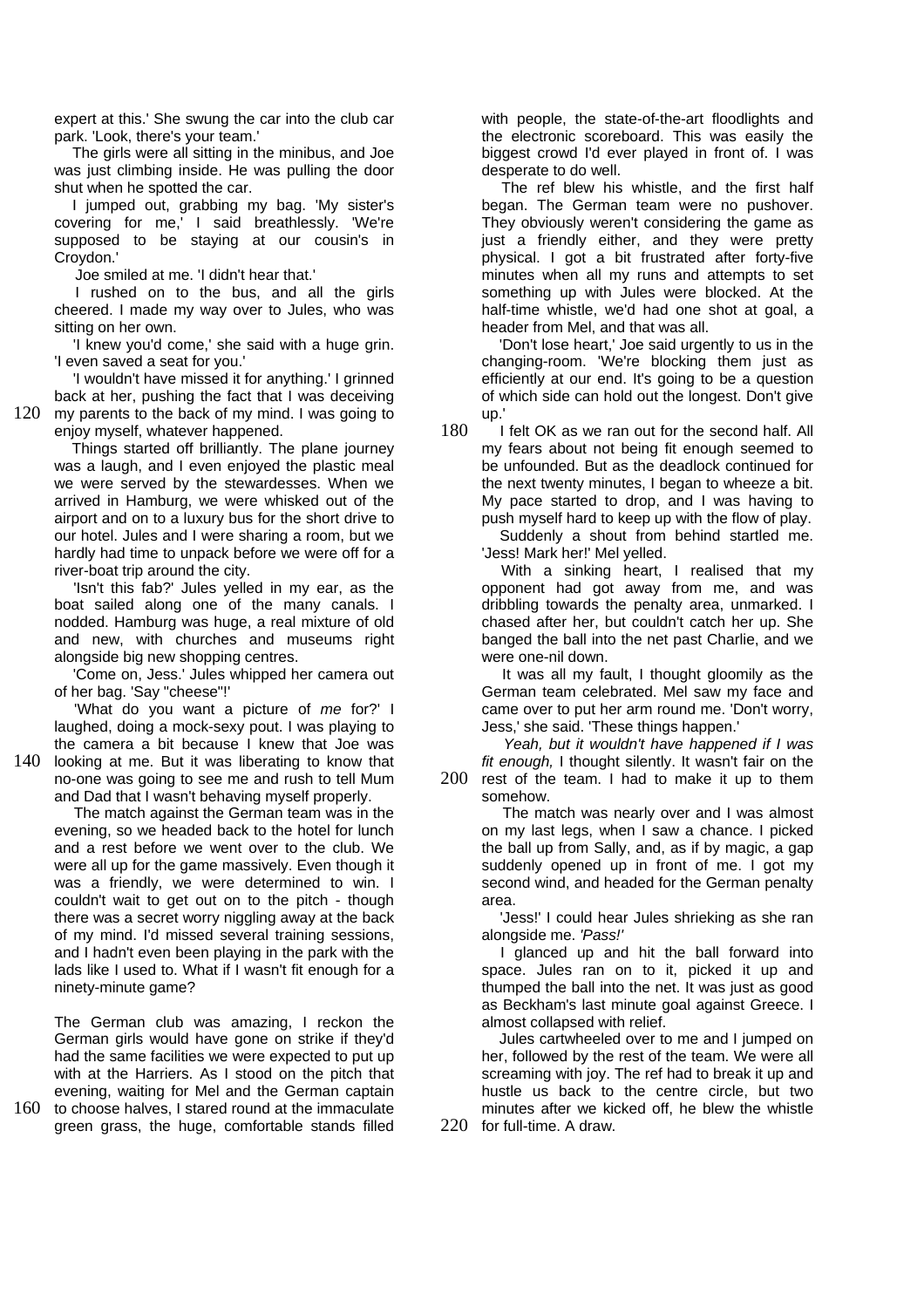expert at this.' She swung the car into the club car park. 'Look, there's your team.'

The girls were all sitting in the minibus, and Joe was just climbing inside. He was pulling the door shut when he spotted the car.

I jumped out, grabbing my bag. 'My sister's covering for me,' I said breathlessly. 'We're supposed to be staying at our cousin's in Croydon.'

Joe smiled at me. 'I didn't hear that.'

I rushed on to the bus, and all the girls cheered. I made my way over to Jules, who was sitting on her own.

'I knew you'd come,' she said with a huge grin. 'I even saved a seat for you.'

'I wouldn't have missed it for anything.' I grinned back at her, pushing the fact that I was deceiving my parents to the back of my mind. I was going to enjoy myself, whatever happened.

Things started off brilliantly. The plane journey was a laugh, and I even enjoyed the plastic meal we were served by the stewardesses. When we arrived in Hamburg, we were whisked out of the airport and on to a luxury bus for the short drive to our hotel. Jules and I were sharing a room, but we hardly had time to unpack before we were off for a river-boat trip around the city.

'Isn't this fab?' Jules yelled in my ear, as the boat sailed along one of the many canals. I nodded. Hamburg was huge, a real mixture of old and new, with churches and museums right alongside big new shopping centres.

'Come on, Jess.' Jules whipped her camera out of her bag. 'Say "cheese"!'

'What do you want a picture of *me* for?' I laughed, doing a mock-sexy pout. I was playing to the camera a bit because I knew that Joe was looking at me. But it was liberating to know that no-one was going to see me and rush to tell Mum and Dad that I wasn't behaving myself properly.

The match against the German team was in the evening, so we headed back to the hotel for lunch and a rest before we went over to the club. We were all up for the game massively. Even though it was a friendly, we were determined to win. I couldn't wait to get out on to the pitch - though there was a secret worry niggling away at the back of my mind. I'd missed several training sessions, and I hadn't even been playing in the park with the lads like I used to. What if I wasn't fit enough for a ninety-minute game?

The German club was amazing, I reckon the German girls would have gone on strike if they'd had the same facilities we were expected to put up with at the Harriers. As I stood on the pitch that evening, waiting for Mel and the German captain to choose halves, I stared round at the immaculate green grass, the huge, comfortable stands filled with people, the state-of-the-art floodlights and the electronic scoreboard. This was easily the biggest crowd I'd ever played in front of. I was desperate to do well.

The ref blew his whistle, and the first half began. The German team were no pushover. They obviously weren't considering the game as just a friendly either, and they were pretty physical. I got a bit frustrated after forty-five minutes when all my runs and attempts to set something up with Jules were blocked. At the half-time whistle, we'd had one shot at goal, a header from Mel, and that was all.

'Don't lose heart,' Joe said urgently to us in the changing-room. 'We're blocking them just as efficiently at our end. It's going to be a question of which side can hold out the longest. Don't give up.'

I felt OK as we ran out for the second half. All my fears about not being fit enough seemed to be unfounded. But as the deadlock continued for the next twenty minutes, I began to wheeze a bit. My pace started to drop, and I was having to push myself hard to keep up with the flow of play.

Suddenly a shout from behind startled me. 'Jess! Mark her!' Mel yelled.

With a sinking heart, I realised that my opponent had got away from me, and was dribbling towards the penalty area, unmarked. I chased after her, but couldn't catch her up. She banged the ball into the net past Charlie, and we were one-nil down.

It was all my fault, I thought gloomily as the German team celebrated. Mel saw my face and came over to put her arm round me. 'Don't worry, Jess,' she said. 'These things happen.'

*Yeah, but it wouldn't have happened if I was fit enough,* I thought silently. It wasn't fair on the rest of the team. I had to make it up to them somehow.

The match was nearly over and I was almost on my last legs, when I saw a chance. I picked the ball up from Sally, and, as if by magic, a gap suddenly opened up in front of me. I got my second wind, and headed for the German penalty area.

'Jess!' I could hear Jules shrieking as she ran alongside me. *'Pass!'*

I glanced up and hit the ball forward into space. Jules ran on to it, picked it up and thumped the ball into the net. It was just as good as Beckham's last minute goal against Greece. I almost collapsed with relief.

Jules cartwheeled over to me and I jumped on her, followed by the rest of the team. We were all screaming with joy. The ref had to break it up and hustle us back to the centre circle, but two minutes after we kicked off, he blew the whistle for full-time. A draw.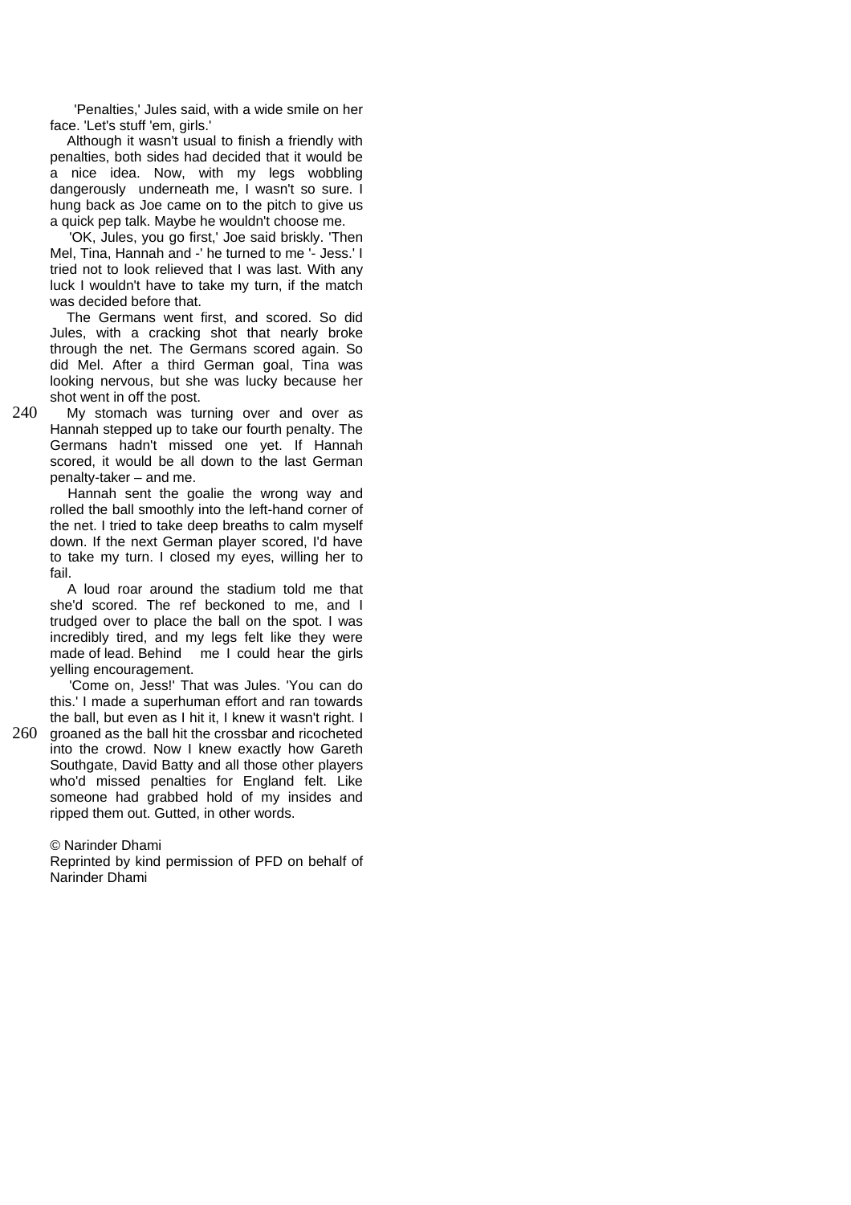'Penalties,' Jules said, with a wide smile on her face. 'Let's stuff 'em, girls.'

Although it wasn't usual to finish a friendly with penalties, both sides had decided that it would be a nice idea. Now, with my legs wobbling dangerously underneath me, I wasn't so sure. I hung back as Joe came on to the pitch to give us a quick pep talk. Maybe he wouldn't choose me.

'OK, Jules, you go first,' Joe said briskly. 'Then Mel, Tina, Hannah and -' he turned to me '- Jess.' I tried not to look relieved that I was last. With any luck I wouldn't have to take my turn, if the match was decided before that.

The Germans went first, and scored. So did Jules, with a cracking shot that nearly broke through the net. The Germans scored again. So did Mel. After a third German goal, Tina was looking nervous, but she was lucky because her shot went in off the post.

240 My stomach was turning over and over as Hannah stepped up to take our fourth penalty. The Germans hadn't missed one yet. If Hannah scored, it would be all down to the last German penalty-taker – and me.

Hannah sent the goalie the wrong way and rolled the ball smoothly into the left-hand corner of the net. I tried to take deep breaths to calm myself down. If the next German player scored, I'd have to take my turn. I closed my eyes, willing her to fail.

A loud roar around the stadium told me that she'd scored. The ref beckoned to me, and I trudged over to place the ball on the spot. I was incredibly tired, and my legs felt like they were made of lead. Behind me I could hear the girls yelling encouragement.

'Come on, Jess!' That was Jules. 'You can do this.' I made a superhuman effort and ran towards the ball, but even as I hit it, I knew it wasn't right. I

260 groaned as the ball hit the crossbar and ricocheted into the crowd. Now I knew exactly how Gareth Southgate, David Batty and all those other players who'd missed penalties for England felt. Like someone had grabbed hold of my insides and ripped them out. Gutted, in other words.

© Narinder Dhami

Reprinted by kind permission of PFD on behalf of Narinder Dhami